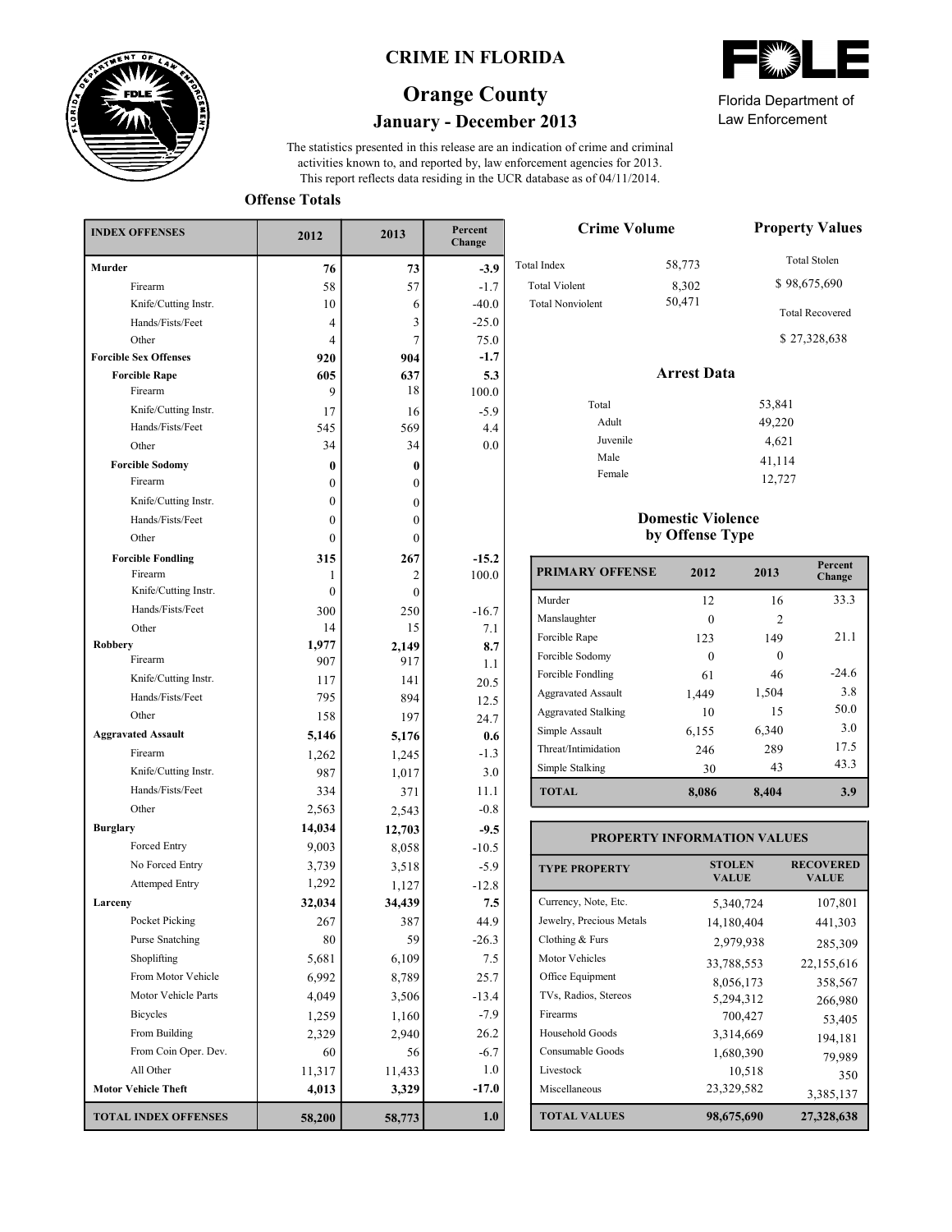# CRIME IN FLORIDA

## Orange County

### January - December 2013

Florida Department of Law Enforcement

The statistics presented in this release are an indication of crime and criminal activities known to, and reported by, law enforcement agencies for 2013. This report reflects data residing in the UCR database as of 04/11/2014.

### Offense Totals

| INDEX OFFENSES | 2012 | 2013 | Percent Change |
|---|---|---|---|
| **Murder** | **76** | **73** | **-3.9** |
| Firearm | 58 | 57 | -1.7 |
| Knife/Cutting Instr. | 10 | 6 | -40.0 |
| Hands/Fists/Feet | 4 | 3 | -25.0 |
| Other | 4 | 7 | 75.0 |
| **Forcible Sex Offenses** | **920** | **904** | **-1.7** |
| **Forcible Rape** | **605** | **637** | **5.3** |
| Firearm | 9 | 18 | 100.0 |
| Knife/Cutting Instr. | 17 | 16 | -5.9 |
| Hands/Fists/Feet | 545 | 569 | 4.4 |
| Other | 34 | 34 | 0.0 |
| **Forcible Sodomy** | **0** | **0** | |
| Firearm | 0 | 0 | |
| Knife/Cutting Instr. | 0 | 0 | |
| Hands/Fists/Feet | 0 | 0 | |
| Other | 0 | 0 | |
| **Forcible Fondling** | **315** | **267** | **-15.2** |
| Firearm | 1 | 2 | 100.0 |
| Knife/Cutting Instr. | 0 | 0 | |
| Hands/Fists/Feet | 300 | 250 | -16.7 |
| Other | 14 | 15 | 7.1 |
| **Robbery** | **1,977** | **2,149** | **8.7** |
| Firearm | 907 | 917 | 1.1 |
| Knife/Cutting Instr. | 117 | 141 | 20.5 |
| Hands/Fists/Feet | 795 | 894 | 12.5 |
| Other | 158 | 197 | 24.7 |
| **Aggravated Assault** | **5,146** | **5,176** | **0.6** |
| Firearm | 1,262 | 1,245 | -1.3 |
| Knife/Cutting Instr. | 987 | 1,017 | 3.0 |
| Hands/Fists/Feet | 334 | 371 | 11.1 |
| Other | 2,563 | 2,543 | -0.8 |
| **Burglary** | **14,034** | **12,703** | **-9.5** |
| Forced Entry | 9,003 | 8,058 | -10.5 |
| No Forced Entry | 3,739 | 3,518 | -5.9 |
| Attemped Entry | 1,292 | 1,127 | -12.8 |
| **Larceny** | **32,034** | **34,439** | **7.5** |
| Pocket Picking | 267 | 387 | 44.9 |
| Purse Snatching | 80 | 59 | -26.3 |
| Shoplifting | 5,681 | 6,109 | 7.5 |
| From Motor Vehicle | 6,992 | 8,789 | 25.7 |
| Motor Vehicle Parts | 4,049 | 3,506 | -13.4 |
| Bicycles | 1,259 | 1,160 | -7.9 |
| From Building | 2,329 | 2,940 | 26.2 |
| From Coin Oper. Dev. | 60 | 56 | -6.7 |
| All Other | 11,317 | 11,433 | 1.0 |
| **Motor Vehicle Theft** | **4,013** | **3,329** | **-17.0** |
| **TOTAL INDEX OFFENSES** | **58,200** | **58,773** | **1.0** |

### Crime Volume

| | |
|---|---|
| Total Index | 58,773 |
| Total Violent | 8,302 |
| Total Nonviolent | 50,471 |

### Property Values

Total Stolen

$ 98,675,690

Total Recovered

$ 27,328,638

### Arrest Data

| | |
|---|---|
| Total | 53,841 |
| Adult | 49,220 |
| Juvenile | 4,621 |
| Male | 41,114 |
| Female | 12,727 |

### Domestic Violence by Offense Type

| PRIMARY OFFENSE | 2012 | 2013 | Percent Change |
|---|---|---|---|
| Murder | 12 | 16 | 33.3 |
| Manslaughter | 0 | 2 | |
| Forcible Rape | 123 | 149 | 21.1 |
| Forcible Sodomy | 0 | 0 | |
| Forcible Fondling | 61 | 46 | -24.6 |
| Aggravated Assault | 1,449 | 1,504 | 3.8 |
| Aggravated Stalking | 10 | 15 | 50.0 |
| Simple Assault | 6,155 | 6,340 | 3.0 |
| Threat/Intimidation | 246 | 289 | 17.5 |
| Simple Stalking | 30 | 43 | 43.3 |
| **TOTAL** | **8,086** | **8,404** | **3.9** |

### PROPERTY INFORMATION VALUES

| TYPE PROPERTY | STOLEN VALUE | RECOVERED VALUE |
|---|---|---|
| Currency, Note, Etc. | 5,340,724 | 107,801 |
| Jewelry, Precious Metals | 14,180,404 | 441,303 |
| Clothing & Furs | 2,979,938 | 285,309 |
| Motor Vehicles | 33,788,553 | 22,155,616 |
| Office Equipment | 8,056,173 | 358,567 |
| TVs, Radios, Stereos | 5,294,312 | 266,980 |
| Firearms | 700,427 | 53,405 |
| Household Goods | 3,314,669 | 194,181 |
| Consumable Goods | 1,680,390 | 79,989 |
| Livestock | 10,518 | 350 |
| Miscellaneous | 23,329,582 | 3,385,137 |
| **TOTAL VALUES** | **98,675,690** | **27,328,638** |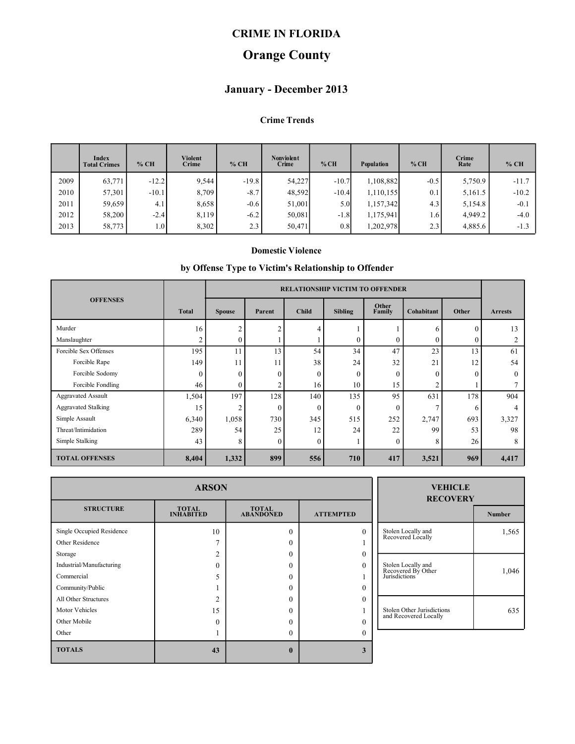# CRIME IN FLORIDA

## Orange County

### January - December 2013

#### Crime Trends

| | Index Total Crimes | % CH | Violent Crime | % CH | Nonviolent Crime | % CH | Population | % CH | Crime Rate | % CH |
|---|---|---|---|---|---|---|---|---|---|---|
| 2009 | 63,771 | -12.2 | 9,544 | -19.8 | 54,227 | -10.7 | 1,108,882 | -0.5 | 5,750.9 | -11.7 |
| 2010 | 57,301 | -10.1 | 8,709 | -8.7 | 48,592 | -10.4 | 1,110,155 | 0.1 | 5,161.5 | -10.2 |
| 2011 | 59,659 | 4.1 | 8,658 | -0.6 | 51,001 | 5.0 | 1,157,342 | 4.3 | 5,154.8 | -0.1 |
| 2012 | 58,200 | -2.4 | 8,119 | -6.2 | 50,081 | -1.8 | 1,175,941 | 1.6 | 4,949.2 | -4.0 |
| 2013 | 58,773 | 1.0 | 8,302 | 2.3 | 50,471 | 0.8 | 1,202,978 | 2.3 | 4,885.6 | -1.3 |

#### Domestic Violence

#### by Offense Type to Victim's Relationship to Offender

| OFFENSES | | RELATIONSHIP VICTIM TO OFFENDER | | | | | | | |
|---|---|---|---|---|---|---|---|---|---|
| | Total | Spouse | Parent | Child | Sibling | Other Family | Cohabitant | Other | Arrests |
| Murder | 16 | 2 | 2 | 4 | 1 | 1 | 6 | 0 | 13 |
| Manslaughter | 2 | 0 | 1 | 1 | 0 | 0 | 0 | 0 | 2 |
| Forcible Sex Offenses | 195 | 11 | 13 | 54 | 34 | 47 | 23 | 13 | 61 |
| Forcible Rape | 149 | 11 | 11 | 38 | 24 | 32 | 21 | 12 | 54 |
| Forcible Sodomy | 0 | 0 | 0 | 0 | 0 | 0 | 0 | 0 | 0 |
| Forcible Fondling | 46 | 0 | 2 | 16 | 10 | 15 | 2 | 1 | 7 |
| Aggravated Assault | 1,504 | 197 | 128 | 140 | 135 | 95 | 631 | 178 | 904 |
| Aggravated Stalking | 15 | 2 | 0 | 0 | 0 | 0 | 7 | 6 | 4 |
| Simple Assault | 6,340 | 1,058 | 730 | 345 | 515 | 252 | 2,747 | 693 | 3,327 |
| Threat/Intimidation | 289 | 54 | 25 | 12 | 24 | 22 | 99 | 53 | 98 |
| Simple Stalking | 43 | 8 | 0 | 0 | 1 | 0 | 8 | 26 | 8 |
| **TOTAL OFFENSES** | **8,404** | **1,332** | **899** | **556** | **710** | **417** | **3,521** | **969** | **4,417** |

| ARSON | | | |
|---|---|---|---|
| STRUCTURE | TOTAL INHABITED | TOTAL ABANDONED | ATTEMPTED |
| Single Occupied Residence | 10 | 0 | 0 |
| Other Residence | 7 | 0 | 1 |
| Storage | 2 | 0 | 0 |
| Industrial/Manufacturing | 0 | 0 | 0 |
| Commercial | 5 | 0 | 1 |
| Community/Public | 1 | 0 | 0 |
| All Other Structures | 2 | 0 | 0 |
| Motor Vehicles | 15 | 0 | 1 |
| Other Mobile | 0 | 0 | 0 |
| Other | 1 | 0 | 0 |
| **TOTALS** | **43** | **0** | **3** |

| VEHICLE RECOVERY | |
|---|---|
| | Number |
| Stolen Locally and Recovered Locally | 1,565 |
| Stolen Locally and Recovered By Other Jurisdictions | 1,046 |
| Stolen Other Jurisdictions and Recovered Locally | 635 |